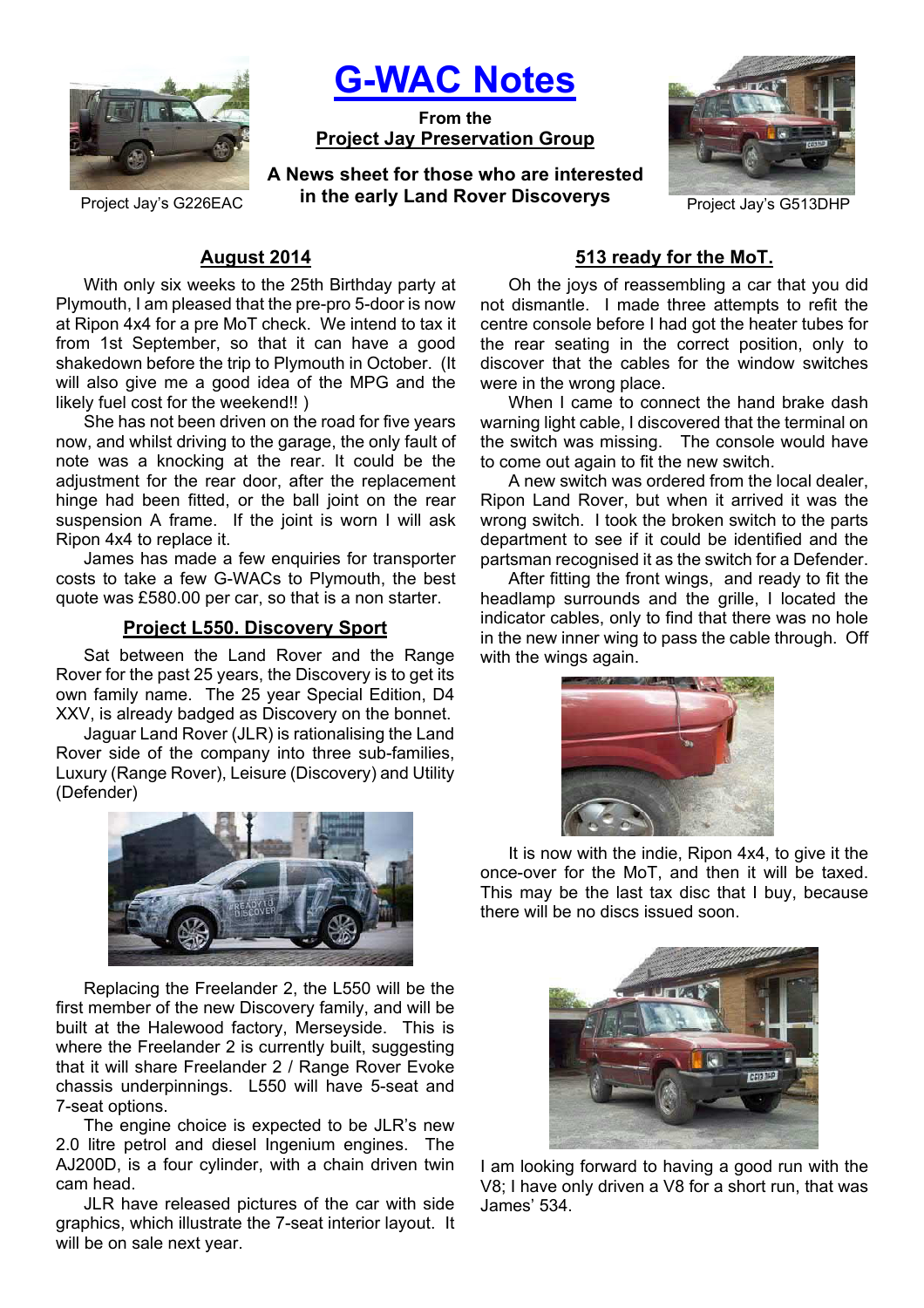# G-WAC Notes

**From the**
**Project Jay Preservation Group**

**A News sheet for those who are interested in the early Land Rover Discoverys**

Project Jay's G226EAC

Project Jay's G513DHP

## August 2014

With only six weeks to the 25th Birthday party at Plymouth, I am pleased that the pre-pro 5-door is now at Ripon 4x4 for a pre MoT check. We intend to tax it from 1st September, so that it can have a good shakedown before the trip to Plymouth in October. (It will also give me a good idea of the MPG and the likely fuel cost for the weekend!! )

She has not been driven on the road for five years now, and whilst driving to the garage, the only fault of note was a knocking at the rear. It could be the adjustment for the rear door, after the replacement hinge had been fitted, or the ball joint on the rear suspension A frame. If the joint is worn I will ask Ripon 4x4 to replace it.

James has made a few enquiries for transporter costs to take a few G-WACs to Plymouth, the best quote was £580.00 per car, so that is a non starter.

## Project L550. Discovery Sport

Sat between the Land Rover and the Range Rover for the past 25 years, the Discovery is to get its own family name. The 25 year Special Edition, D4 XXV, is already badged as Discovery on the bonnet.

Jaguar Land Rover (JLR) is rationalising the Land Rover side of the company into three sub-families, Luxury (Range Rover), Leisure (Discovery) and Utility (Defender)

Replacing the Freelander 2, the L550 will be the first member of the new Discovery family, and will be built at the Halewood factory, Merseyside. This is where the Freelander 2 is currently built, suggesting that it will share Freelander 2 / Range Rover Evoke chassis underpinnings. L550 will have 5-seat and 7-seat options.

The engine choice is expected to be JLR's new 2.0 litre petrol and diesel Ingenium engines. The AJ200D, is a four cylinder, with a chain driven twin cam head.

JLR have released pictures of the car with side graphics, which illustrate the 7-seat interior layout. It will be on sale next year.

## 513 ready for the MoT.

Oh the joys of reassembling a car that you did not dismantle. I made three attempts to refit the centre console before I had got the heater tubes for the rear seating in the correct position, only to discover that the cables for the window switches were in the wrong place.

When I came to connect the hand brake dash warning light cable, I discovered that the terminal on the switch was missing. The console would have to come out again to fit the new switch.

A new switch was ordered from the local dealer, Ripon Land Rover, but when it arrived it was the wrong switch. I took the broken switch to the parts department to see if it could be identified and the partsman recognised it as the switch for a Defender.

After fitting the front wings, and ready to fit the headlamp surrounds and the grille, I located the indicator cables, only to find that there was no hole in the new inner wing to pass the cable through. Off with the wings again.

It is now with the indie, Ripon 4x4, to give it the once-over for the MoT, and then it will be taxed. This may be the last tax disc that I buy, because there will be no discs issued soon.

I am looking forward to having a good run with the V8; I have only driven a V8 for a short run, that was James' 534.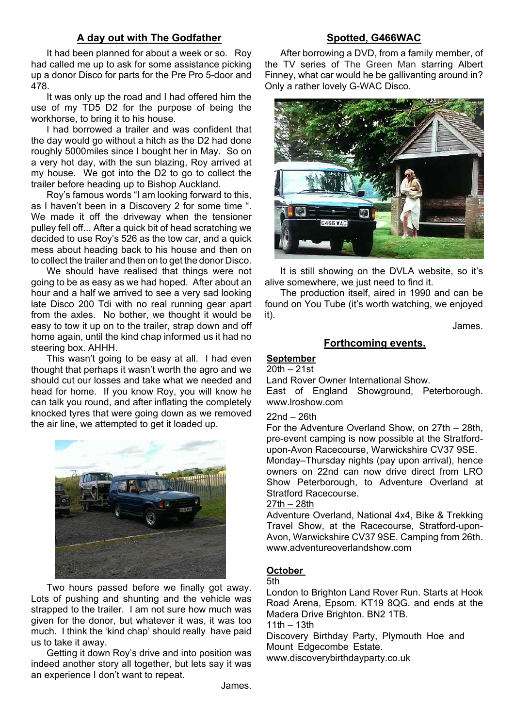## A day out with The Godfather

It had been planned for about a week or so. Roy had called me up to ask for some assistance picking up a donor Disco for parts for the Pre Pro 5-door and 478.

It was only up the road and I had offered him the use of my TD5 D2 for the purpose of being the workhorse, to bring it to his house.

I had borrowed a trailer and was confident that the day would go without a hitch as the D2 had done roughly 5000miles since I bought her in May. So on a very hot day, with the sun blazing, Roy arrived at my house. We got into the D2 to go to collect the trailer before heading up to Bishop Auckland.

Roy's famous words "I am looking forward to this, as I haven't been in a Discovery 2 for some time ". We made it off the driveway when the tensioner pulley fell off... After a quick bit of head scratching we decided to use Roy's 526 as the tow car, and a quick mess about heading back to his house and then on to collect the trailer and then on to get the donor Disco.

We should have realised that things were not going to be as easy as we had hoped. After about an hour and a half we arrived to see a very sad looking late Disco 200 Tdi with no real running gear apart from the axles. No bother, we thought it would be easy to tow it up on to the trailer, strap down and off home again, until the kind chap informed us it had no steering box. AHHH.

This wasn't going to be easy at all. I had even thought that perhaps it wasn't worth the agro and we should cut our losses and take what we needed and head for home. If you know Roy, you will know he can talk you round, and after inflating the completely knocked tyres that were going down as we removed the air line, we attempted to get it loaded up.

Two hours passed before we finally got away. Lots of pushing and shunting and the vehicle was strapped to the trailer. I am not sure how much was given for the donor, but whatever it was, it was too much. I think the 'kind chap' should really have paid us to take it away.

Getting it down Roy's drive and into position was indeed another story all together, but lets say it was an experience I don't want to repeat.

James.

## Spotted, G466WAC

After borrowing a DVD, from a family member, of the TV series of The Green Man starring Albert Finney, what car would he be gallivanting around in? Only a rather lovely G-WAC Disco.

It is still showing on the DVLA website, so it's alive somewhere, we just need to find it.

The production itself, aired in 1990 and can be found on You Tube (it's worth watching, we enjoyed it).

James.

## Forthcoming events.

### September

20th – 21st

Land Rover Owner International Show.
East of England Showground, Peterborough. www.lroshow.com

22nd – 26th

For the Adventure Overland Show, on 27th – 28th, pre-event camping is now possible at the Stratford-upon-Avon Racecourse, Warwickshire CV37 9SE. Monday–Thursday nights (pay upon arrival), hence owners on 22nd can now drive direct from LRO Show Peterborough, to Adventure Overland at Stratford Racecourse.

27th – 28th

Adventure Overland, National 4x4, Bike & Trekking Travel Show, at the Racecourse, Stratford-upon-Avon, Warwickshire CV37 9SE. Camping from 26th. www.adventureoverlandshow.com

### October

5th

London to Brighton Land Rover Run. Starts at Hook Road Arena, Epsom. KT19 8QG. and ends at the Madera Drive Brighton. BN2 1TB.

11th – 13th

Discovery Birthday Party, Plymouth Hoe and Mount Edgecombe Estate.
www.discoverybirthdayparty.co.uk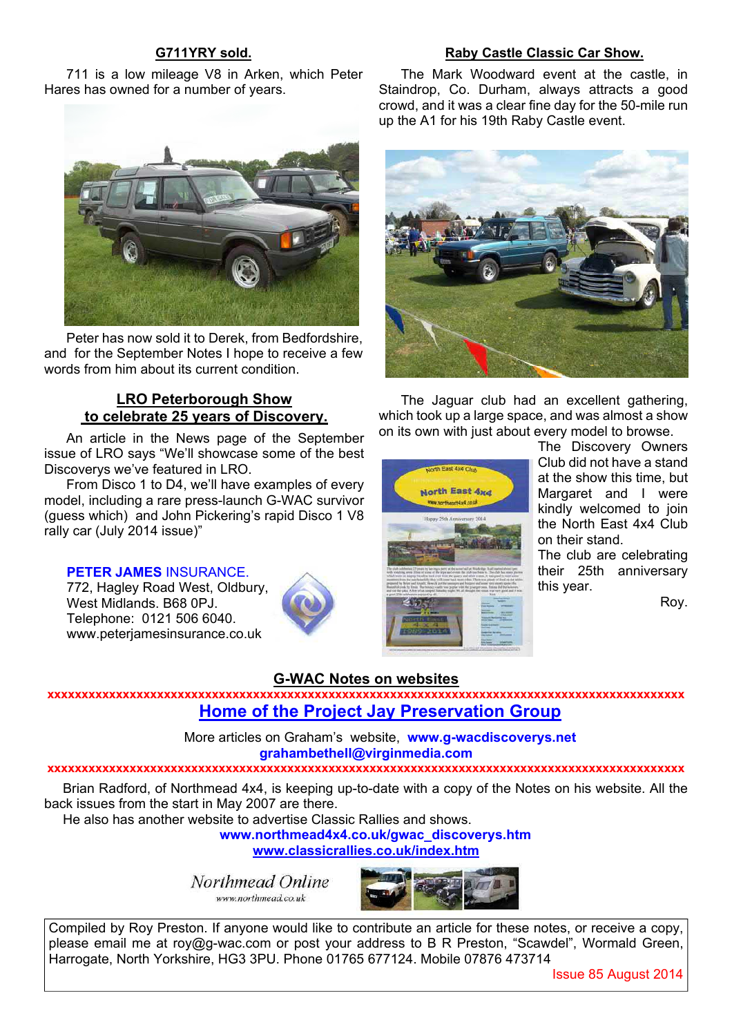## G711YRY sold.

711 is a low mileage V8 in Arken, which Peter Hares has owned for a number of years.

Peter has now sold it to Derek, from Bedfordshire, and for the September Notes I hope to receive a few words from him about its current condition.

## LRO Peterborough Show to celebrate 25 years of Discovery.

An article in the News page of the September issue of LRO says "We'll showcase some of the best Discoverys we've featured in LRO.

From Disco 1 to D4, we'll have examples of every model, including a rare press-launch G-WAC survivor (guess which) and John Pickering's rapid Disco 1 V8 rally car (July 2014 issue)"

**PETER JAMES** INSURANCE.
772, Hagley Road West, Oldbury,
West Midlands. B68 0PJ.
Telephone: 0121 506 6040.
www.peterjamesinsurance.co.uk

## Raby Castle Classic Car Show.

The Mark Woodward event at the castle, in Staindrop, Co. Durham, always attracts a good crowd, and it was a clear fine day for the 50-mile run up the A1 for his 19th Raby Castle event.

The Jaguar club had an excellent gathering, which took up a large space, and was almost a show on its own with just about every model to browse.

The Discovery Owners Club did not have a stand at the show this time, but Margaret and I were kindly welcomed to join the North East 4x4 Club on their stand.

The club are celebrating their 25th anniversary this year.

Roy.

## G-WAC Notes on websites

xxxxxxxxxxxxxxxxxxxxxxxxxxxxxxxxxxxxxxxxxxxxxxxxxxxxxxxxxxxxxxxxxxxxxxxxxxxxxxxxxxxxxx

**Home of the Project Jay Preservation Group**

More articles on Graham's website, **www.g-wacdiscoverys.net**
**grahambethell@virginmedia.com**

xxxxxxxxxxxxxxxxxxxxxxxxxxxxxxxxxxxxxxxxxxxxxxxxxxxxxxxxxxxxxxxxxxxxxxxxxxxxxxxxxxxxxx

Brian Radford, of Northmead 4x4, is keeping up-to-date with a copy of the Notes on his website. All the back issues from the start in May 2007 are there.

He also has another website to advertise Classic Rallies and shows.

**www.northmead4x4.co.uk/gwac_discoverys.htm**
**www.classicrallies.co.uk/index.htm**

Northmead Online
www.northmead.co.uk

Compiled by Roy Preston. If anyone would like to contribute an article for these notes, or receive a copy, please email me at roy@g-wac.com or post your address to B R Preston, "Scawdel", Wormald Green, Harrogate, North Yorkshire, HG3 3PU. Phone 01765 677124. Mobile 07876 473714

Issue 85 August 2014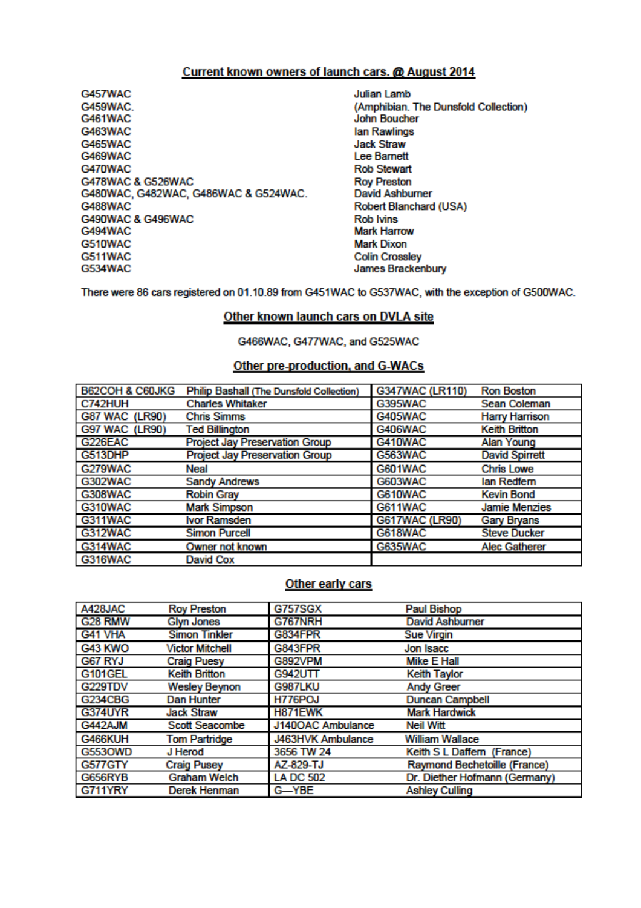## Current known owners of launch cars. @ August 2014

| | |
|---|---|
| G457WAC | Julian Lamb |
| G459WAC. | (Amphibian. The Dunsfold Collection) |
| G461WAC | John Boucher |
| G463WAC | Ian Rawlings |
| G465WAC | Jack Straw |
| G469WAC | Lee Barnett |
| G470WAC | Rob Stewart |
| G478WAC & G526WAC | Roy Preston |
| G480WAC, G482WAC, G486WAC & G524WAC. | David Ashburner |
| G488WAC | Robert Blanchard (USA) |
| G490WAC & G496WAC | Rob Ivins |
| G494WAC | Mark Harrow |
| G510WAC | Mark Dixon |
| G511WAC | Colin Crossley |
| G534WAC | James Brackenbury |

There were 86 cars registered on 01.10.89 from G451WAC to G537WAC, with the exception of G500WAC.

## Other known launch cars on DVLA site

G466WAC, G477WAC, and G525WAC

## Other pre-production, and G-WACs

| | | | |
|---|---|---|---|
| B62COH & C60JKG | Philip Bashall (The Dunsfold Collection) | G347WAC (LR110) | Ron Boston |
| C742HUH | Charles Whitaker | G395WAC | Sean Coleman |
| G87 WAC (LR90) | Chris Simms | G405WAC | Harry Harrison |
| G97 WAC (LR90) | Ted Billington | G406WAC | Keith Britton |
| G226EAC | Project Jay Preservation Group | G410WAC | Alan Young |
| G513DHP | Project Jay Preservation Group | G563WAC | David Spirrett |
| G279WAC | Neal | G601WAC | Chris Lowe |
| G302WAC | Sandy Andrews | G603WAC | Ian Redfern |
| G308WAC | Robin Gray | G610WAC | Kevin Bond |
| G310WAC | Mark Simpson | G611WAC | Jamie Menzies |
| G311WAC | Ivor Ramsden | G617WAC (LR90) | Gary Bryans |
| G312WAC | Simon Purcell | G618WAC | Steve Ducker |
| G314WAC | Owner not known | G635WAC | Alec Gatherer |
| G316WAC | David Cox | | |

## Other early cars

| | | | |
|---|---|---|---|
| A428JAC | Roy Preston | G757SGX | Paul Bishop |
| G28 RMW | Glyn Jones | G767NRH | David Ashburner |
| G41 VHA | Simon Tinkler | G834FPR | Sue Virgin |
| G43 KWO | Victor Mitchell | G843FPR | Jon Isacc |
| G67 RYJ | Craig Puesy | G892VPM | Mike E Hall |
| G101GEL | Keith Britton | G942UTT | Keith Taylor |
| G229TDV | Wesley Beynon | G987LKU | Andy Greer |
| G234CBG | Dan Hunter | H776POJ | Duncan Campbell |
| G374UYR | Jack Straw | H871EWK | Mark Hardwick |
| G442AJM | Scott Seacombe | J140OAC Ambulance | Neil Witt |
| G466KUH | Tom Partridge | J463HVK Ambulance | William Wallace |
| G553OWD | J Herod | 3656 TW 24 | Keith S L Daffern (France) |
| G577GTY | Craig Pusey | AZ-829-TJ | Raymond Bechetoille (France) |
| G656RYB | Graham Welch | LA DC 502 | Dr. Diether Hofmann (Germany) |
| G711YRY | Derek Henman | G—YBE | Ashley Culling |